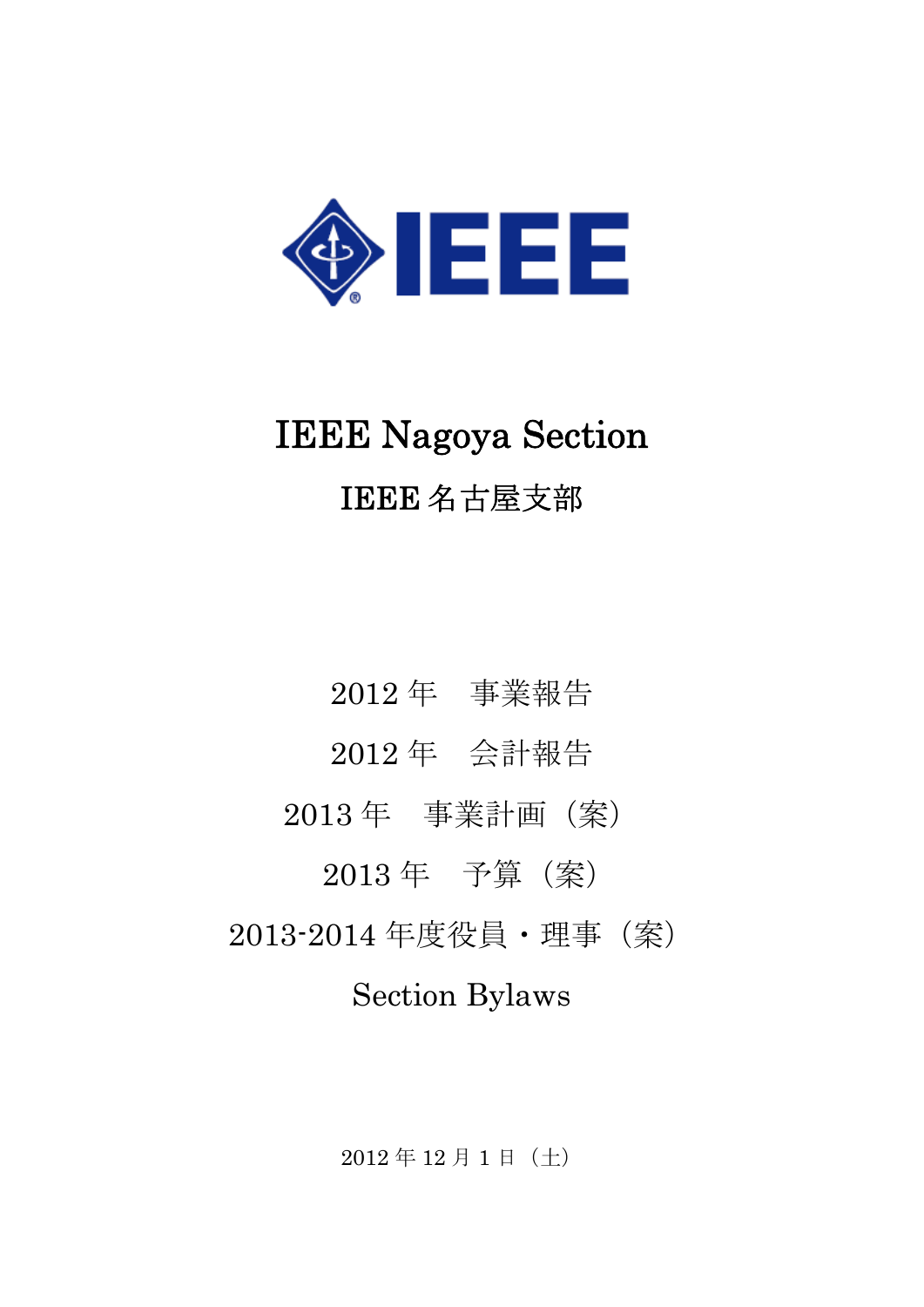# IEEE Nagoya Section

## IEEE 名古屋支部

2012 年　事業報告

2012 年　会計報告

2013 年　事業計画（案）

2013 年　予算（案）

2013-2014 年度役員・理事（案）

Section Bylaws

2012 年 12 月 1 日（土）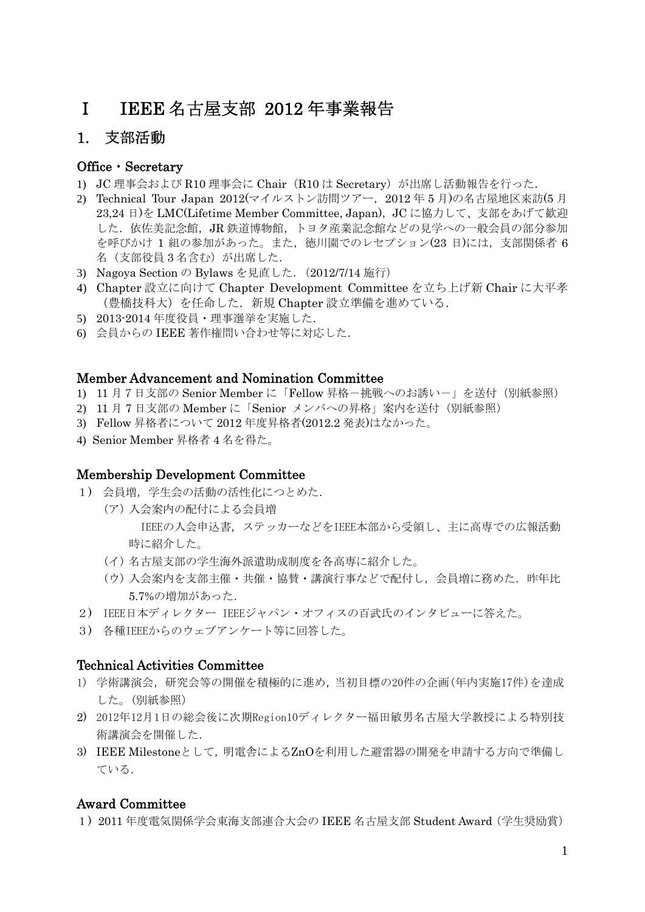# Ⅰ　IEEE 名古屋支部 2012 年事業報告

## 1.　支部活動

### Office・Secretary

1) JC 理事会および R10 理事会に Chair（R10 は Secretary）が出席し活動報告を行った．
2) Technical Tour Japan 2012(マイルストン訪問ツアー，2012 年 5 月)の名古屋地区来訪(5 月 23,24 日)を LMC(Lifetime Member Committee, Japan)，JC に協力して、支部をあげて歓迎した．依佐美記念館，JR 鉄道博物館，トヨタ産業記念館などの見学への一般会員の部分参加を呼びかけ 1 組の参加があった。また，徳川園でのレセプション(23 日)には，支部関係者 6 名（支部役員 3 名含む）が出席した．
3) Nagoya Section の Bylaws を見直した．(2012/7/14 施行)
4) Chapter 設立に向けて Chapter Development Committee を立ち上げ新 Chair に大平孝（豊橋技科大）を任命した．新規 Chapter 設立準備を進めている．
5) 2013-2014 年度役員・理事選挙を実施した．
6) 会員からの IEEE 著作権問い合わせ等に対応した．

### Member Advancement and Nomination Committee

1) 11 月 7 日支部の Senior Member に「Fellow 昇格－挑戦へのお誘い－」を送付（別紙参照）
2) 11 月 7 日支部の Member に「Senior メンバへの昇格」案内を送付（別紙参照）
3) Fellow 昇格者について 2012 年度昇格者(2012.2 発表)はなかった。
4) Senior Member 昇格者 4 名を得た。

### Membership Development Committee

1）会員増，学生会の活動の活性化につとめた．
   (ア) 入会案内の配付による会員増
        IEEEの入会申込書，ステッカーなどをIEEE本部から受領し、主に高専での広報活動時に紹介した。
   (イ) 名古屋支部の学生海外派遣助成制度を各高専に紹介した。
   (ウ) 入会案内を支部主催・共催・協賛・講演行事などで配付し，会員増に務めた．昨年比5.7%の増加があった．
2）IEEE日本ディレクター IEEEジャパン・オフィスの百武氏のインタビューに答えた。
3）各種IEEEからのウェブアンケート等に回答した。

### Technical Activities Committee

1) 学術講演会，研究会等の開催を積極的に進め，当初目標の20件の企画(年内実施17件)を達成した。(別紙参照)
2) 2012年12月1日の総会後に次期Region10ディレクター福田敏男名古屋大学教授による特別技術講演会を開催した．
3) IEEE Milestoneとして，明電舎によるZnOを利用した避雷器の開発を申請する方向で準備している．

### Award Committee

1）2011 年度電気関係学会東海支部連合大会の IEEE 名古屋支部 Student Award（学生奨励賞）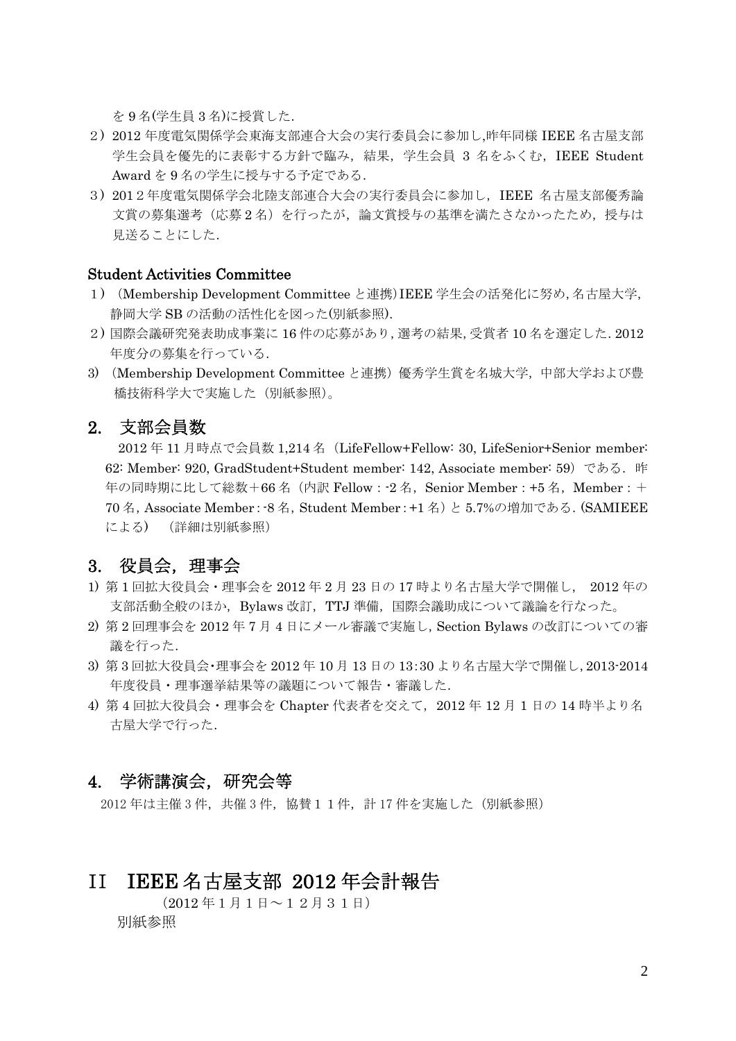を 9 名(学生員 3 名)に授賞した.

2）2012 年度電気関係学会東海支部連合大会の実行委員会に参加し,昨年同様 IEEE 名古屋支部学生会員を優先的に表彰する方針で臨み，結果，学生会員 3 名をふくむ，IEEE Student Award を 9 名の学生に授与する予定である.

3）201２年度電気関係学会北陸支部連合大会の実行委員会に参加し，IEEE 名古屋支部優秀論文賞の募集選考（応募２名）を行ったが，論文賞授与の基準を満たさなかったため，授与は見送ることにした.

**Student Activities Committee**

1）（Membership Development Committee と連携）IEEE 学生会の活発化に努め, 名古屋大学, 静岡大学 SB の活動の活性化を図った(別紙参照).

2）国際会議研究発表助成事業に 16 件の応募があり, 選考の結果, 受賞者 10 名を選定した. 2012 年度分の募集を行っている.

3) （Membership Development Committee と連携）優秀学生賞を名城大学，中部大学および豊橋技術科学大で実施した（別紙参照）。

## 2. 支部会員数

2012 年 11 月時点で会員数 1,214 名（LifeFellow+Fellow: 30, LifeSenior+Senior member: 62: Member: 920, GradStudent+Student member: 142, Associate member: 59）である．昨年の同時期に比して総数＋66 名（内訳 Fellow : -2 名，Senior Member : +5 名，Member : ＋70 名, Associate Member : -8 名，Student Member : +1 名）と 5.7%の増加である. (SAMIEEE による）（詳細は別紙参照）

## 3. 役員会，理事会

1) 第 1 回拡大役員会・理事会を 2012 年 2 月 23 日の 17 時より名古屋大学で開催し， 2012 年の支部活動全般のほか，Bylaws 改訂，TTJ 準備，国際会議助成について議論を行なった。
2) 第 2 回理事会を 2012 年 7 月 4 日にメール審議で実施し, Section Bylaws の改訂についての審議を行った.
3) 第 3 回拡大役員会･理事会を 2012 年 10 月 13 日の 13:30 より名古屋大学で開催し, 2013-2014 年度役員・理事選挙結果等の議題について報告・審議した.
4) 第 4 回拡大役員会・理事会を Chapter 代表者を交えて，2012 年 12 月 1 日の 14 時半より名古屋大学で行った.

## 4. 学術講演会，研究会等

2012 年は主催 3 件，共催 3 件，協賛１１件，計 17 件を実施した（別紙参照）

# II IEEE 名古屋支部 2012 年会計報告

（2012 年１月１日～１２月３１日）

別紙参照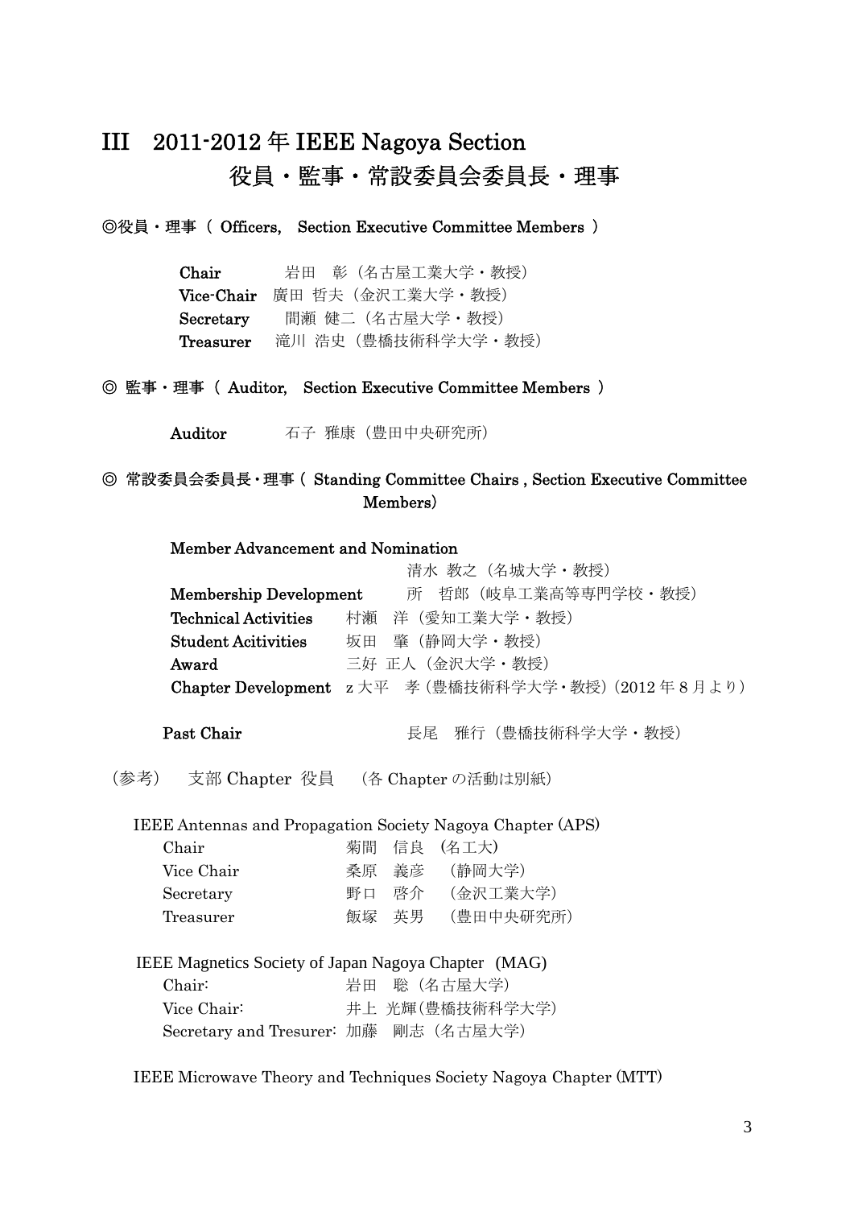# III　2011-2012 年 IEEE Nagoya Section
# 役員・監事・常設委員会委員長・理事

**◎役員・理事（ Officers,　Section Executive Committee Members ）**

**Chair**　　　岩田　彰（名古屋工業大学・教授）
**Vice-Chair**　廣田 哲夫（金沢工業大学・教授）
**Secretary**　　間瀬 健二（名古屋大学・教授）
**Treasurer**　滝川 浩史（豊橋技術科学大学・教授）

**◎ 監事・理事（ Auditor,　Section Executive Committee Members ）**

**Auditor**　　　石子 雅康（豊田中央研究所）

**◎ 常設委員会委員長・理事（ Standing Committee Chairs , Section Executive Committee Members）**

**Member Advancement and Nomination**
清水 教之（名城大学・教授）
**Membership Development**　　所　哲郎（岐阜工業高等専門学校・教授）
**Technical Activities**　　村瀬　洋（愛知工業大学・教授）
**Student Acitivities**　　坂田　肇（静岡大学・教授）
**Award**　　　　　　　三好 正人（金沢大学・教授）
**Chapter Development**　z 大平　孝（豊橋技術科学大学・教授）（2012 年 8 月より）

**Past Chair**　　　　　　　長尾　雅行（豊橋技術科学大学・教授）

（参考）　支部 Chapter 役員　（各 Chapter の活動は別紙）

IEEE Antennas and Propagation Society Nagoya Chapter (APS)
Chair　　　　　　菊間　信良　(名工大)
Vice Chair　　　　桑原　義彦　（静岡大学）
Secretary　　　　野口　啓介　（金沢工業大学）
Treasurer　　　　飯塚　英男　（豊田中央研究所）

IEEE Magnetics Society of Japan Nagoya Chapter　(MAG)
Chair:　　　　　　岩田　聡（名古屋大学）
Vice Chair:　　　　井上 光輝(豊橋技術科学大学)
Secretary and Tresurer:　加藤　剛志（名古屋大学）

IEEE Microwave Theory and Techniques Society Nagoya Chapter (MTT)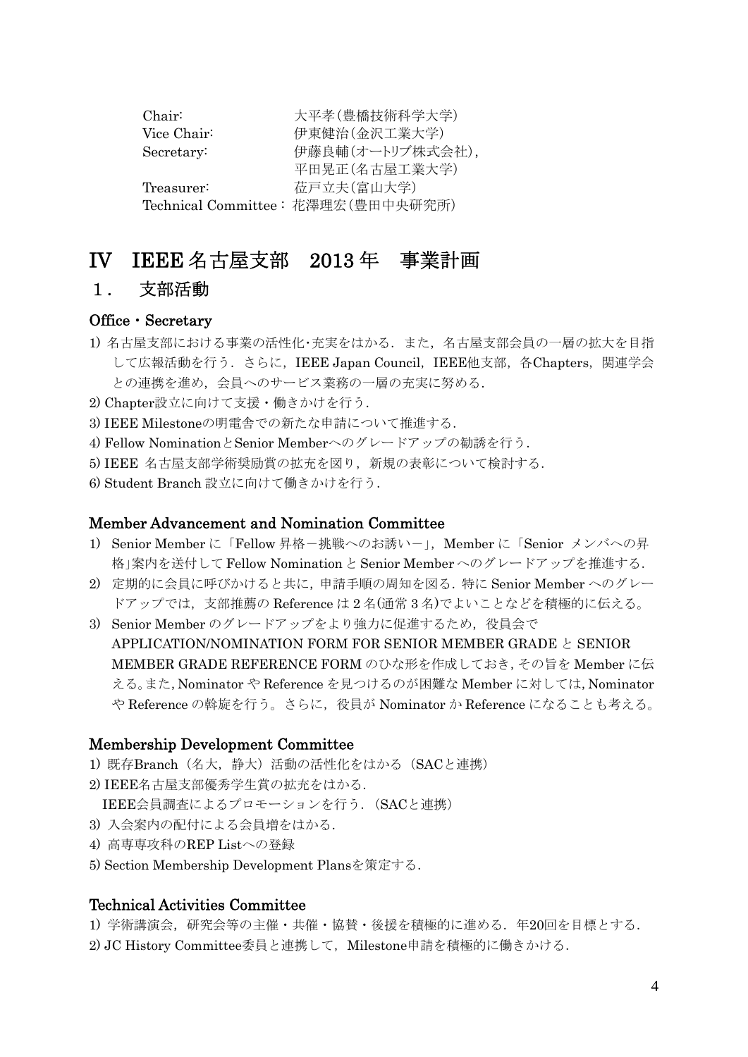Chair:　　　　　　　大平孝（豊橋技術科学大学）
Vice Chair:　　　　　伊東健治（金沢工業大学）
Secretary:　　　　　伊藤良輔（オートリブ株式会社），
　　　　　　　　　　平田晃正（名古屋工業大学）
Treasurer:　　　　　莅戸立夫（富山大学）
Technical Committee： 花澤理宏（豊田中央研究所）

# IV　IEEE 名古屋支部　2013 年　事業計画

## １．　支部活動

### Office・Secretary

1) 名古屋支部における事業の活性化･充実をはかる．また，名古屋支部会員の一層の拡大を目指して広報活動を行う．さらに，IEEE Japan Council，IEEE他支部，各Chapters，関連学会との連携を進め，会員へのサービス業務の一層の充実に努める．
2) Chapter設立に向けて支援・働きかけを行う．
3) IEEE Milestoneの明電舎での新たな申請について推進する．
4) Fellow NominationとSenior Memberへのグレードアップの勧誘を行う．
5) IEEE 名古屋支部学術奨励賞の拡充を図り，新規の表彰について検討する．
6) Student Branch 設立に向けて働きかけを行う．

### Member Advancement and Nomination Committee

1) Senior Member に「Fellow 昇格－挑戦へのお誘い－」，Member に「Senior メンバへの昇格」案内を送付して Fellow Nomination と Senior Member へのグレードアップを推進する．
2) 定期的に会員に呼びかけると共に，申請手順の周知を図る．特に Senior Member へのグレードアップでは，支部推薦の Reference は 2 名(通常 3 名)でよいことなどを積極的に伝える。
3) Senior Member のグレードアップをより強力に促進するため，役員会で APPLICATION/NOMINATION FORM FOR SENIOR MEMBER GRADE と SENIOR MEMBER GRADE REFERENCE FORM のひな形を作成しておき，その旨を Member に伝える。また，Nominator や Reference を見つけるのが困難な Member に対しては，Nominator や Reference の斡旋を行う。さらに，役員が Nominator か Reference になることも考える。

### Membership Development Committee

1) 既存Branch（名大，静大）活動の活性化をはかる（SACと連携）
2) IEEE名古屋支部優秀学生賞の拡充をはかる．
　IEEE会員調査によるプロモーションを行う．（SACと連携）
3) 入会案内の配付による会員増をはかる．
4) 高専専攻科のREP Listへの登録
5) Section Membership Development Plansを策定する．

### Technical Activities Committee

1) 学術講演会，研究会等の主催・共催・協賛・後援を積極的に進める．年20回を目標とする．
2) JC History Committee委員と連携して，Milestone申請を積極的に働きかける．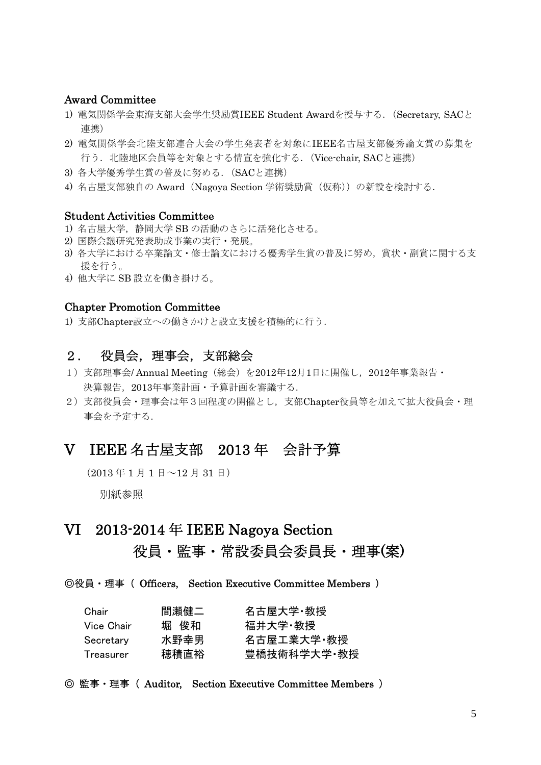### Award Committee

1) 電気関係学会東海支部大会学生奨励賞IEEE Student Awardを授与する．（Secretary, SACと連携）
2) 電気関係学会北陸支部連合大会の学生発表者を対象にIEEE名古屋支部優秀論文賞の募集を行う．北陸地区会員等を対象とする情宣を強化する．（Vice-chair, SACと連携）
3) 各大学優秀学生賞の普及に努める．（SACと連携）
4) 名古屋支部独自の Award（Nagoya Section 学術奨励賞（仮称））の新設を検討する．

### Student Activities Committee

1) 名古屋大学，静岡大学 SB の活動のさらに活発化させる。
2) 国際会議研究発表助成事業の実行・発展。
3) 各大学における卒業論文・修士論文における優秀学生賞の普及に努め，賞状・副賞に関する支援を行う。
4) 他大学に SB 設立を働き掛ける。

### Chapter Promotion Committee

1) 支部Chapter設立への働きかけと設立支援を積極的に行う．

## ２．　役員会，理事会，支部総会

１）支部理事会/ Annual Meeting（総会）を2012年12月1日に開催し，2012年事業報告・決算報告，2013年事業計画・予算計画を審議する．
２）支部役員会・理事会は年３回程度の開催とし，支部Chapter役員等を加えて拡大役員会・理事会を予定する．

# V　IEEE 名古屋支部　2013 年　会計予算

（2013 年 1 月 1 日～12 月 31 日）

別紙参照

# VI　2013-2014 年 IEEE Nagoya Section 役員・監事・常設委員会委員長・理事(案)

**◎役員・理事（ Officers,　Section Executive Committee Members ）**

| | | |
|---|---|---|
| Chair | 間瀬健二 | 名古屋大学･教授 |
| Vice Chair | 堀　俊和 | 福井大学･教授 |
| Secretary | 水野幸男 | 名古屋工業大学･教授 |
| Treasurer | 穂積直裕 | 豊橋技術科学大学･教授 |

**◎ 監事・理事（ Auditor,　Section Executive Committee Members ）**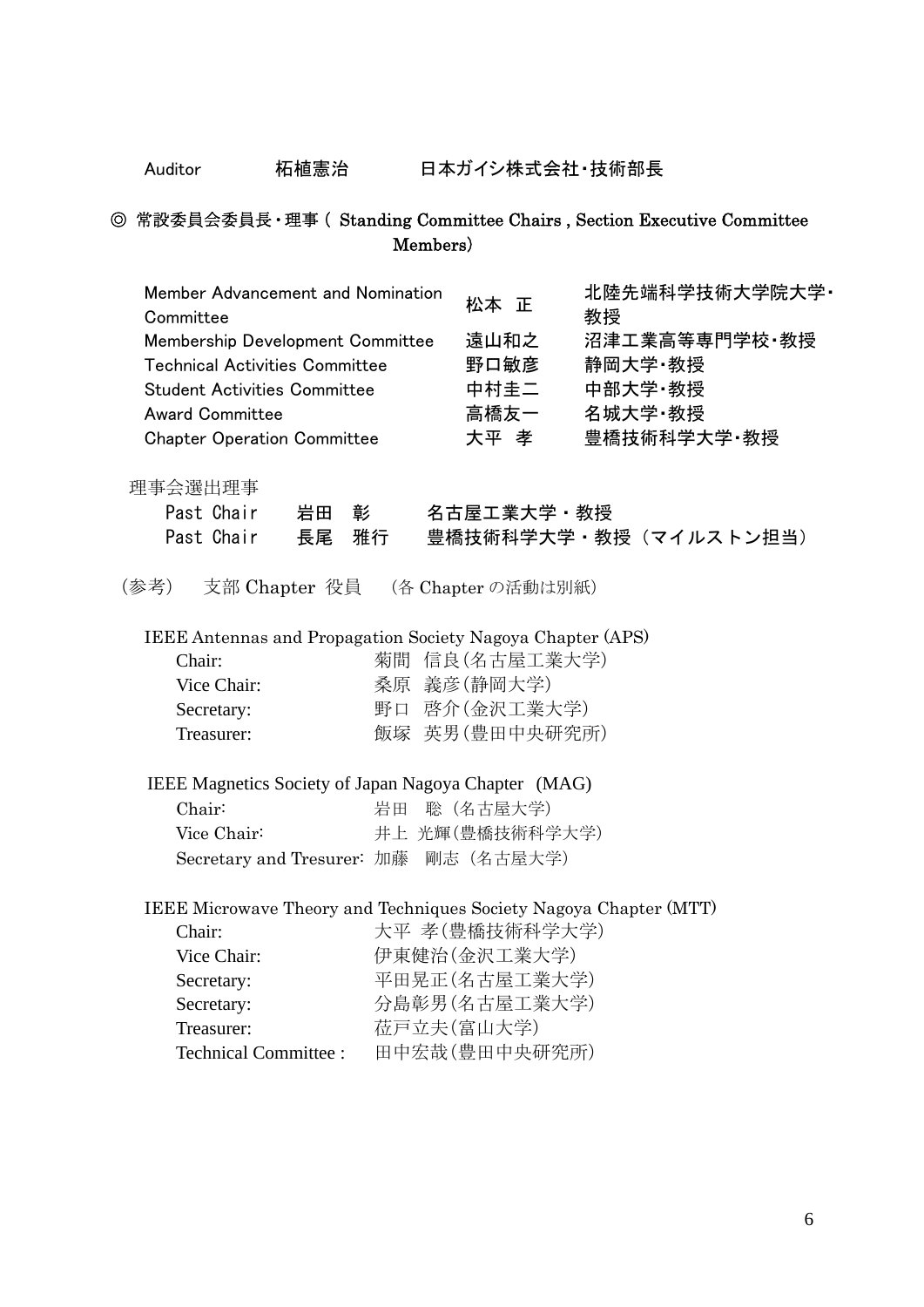| | | |
|---|---|---|
| Auditor | 柘植憲治 | 日本ガイシ株式会社・技術部長 |

◎ 常設委員会委員長・理事 ( Standing Committee Chairs , Section Executive Committee Members)

| | | |
|---|---|---|
| Member Advancement and Nomination Committee | 松本 正 | 北陸先端科学技術大学院大学・教授 |
| Membership Development Committee | 遠山和之 | 沼津工業高等専門学校・教授 |
| Technical Activities Committee | 野口敏彦 | 静岡大学・教授 |
| Student Activities Committee | 中村圭二 | 中部大学・教授 |
| Award Committee | 高橋友一 | 名城大学・教授 |
| Chapter Operation Committee | 大平 孝 | 豊橋技術科学大学・教授 |

理事会選出理事

| | | |
|---|---|---|
| Past Chair | 岩田 彰 | 名古屋工業大学・教授 |
| Past Chair | 長尾 雅行 | 豊橋技術科学大学・教授（マイルストン担当） |

(参考)　支部 Chapter 役員　（各 Chapter の活動は別紙）

IEEE Antennas and Propagation Society Nagoya Chapter (APS)

| | |
|---|---|
| Chair: | 菊間 信良(名古屋工業大学) |
| Vice Chair: | 桑原 義彦(静岡大学) |
| Secretary: | 野口 啓介(金沢工業大学) |
| Treasurer: | 飯塚 英男(豊田中央研究所) |

IEEE Magnetics Society of Japan Nagoya Chapter (MAG)

| | |
|---|---|
| Chair: | 岩田 聡（名古屋大学） |
| Vice Chair: | 井上 光輝(豊橋技術科学大学) |
| Secretary and Tresurer: | 加藤 剛志（名古屋大学） |

IEEE Microwave Theory and Techniques Society Nagoya Chapter (MTT)

| | |
|---|---|
| Chair: | 大平 孝(豊橋技術科学大学) |
| Vice Chair: | 伊東健治(金沢工業大学) |
| Secretary: | 平田晃正(名古屋工業大学) |
| Secretary: | 分島彰男(名古屋工業大学) |
| Treasurer: | 莅戸立夫(富山大学) |
| Technical Committee : | 田中宏哉(豊田中央研究所) |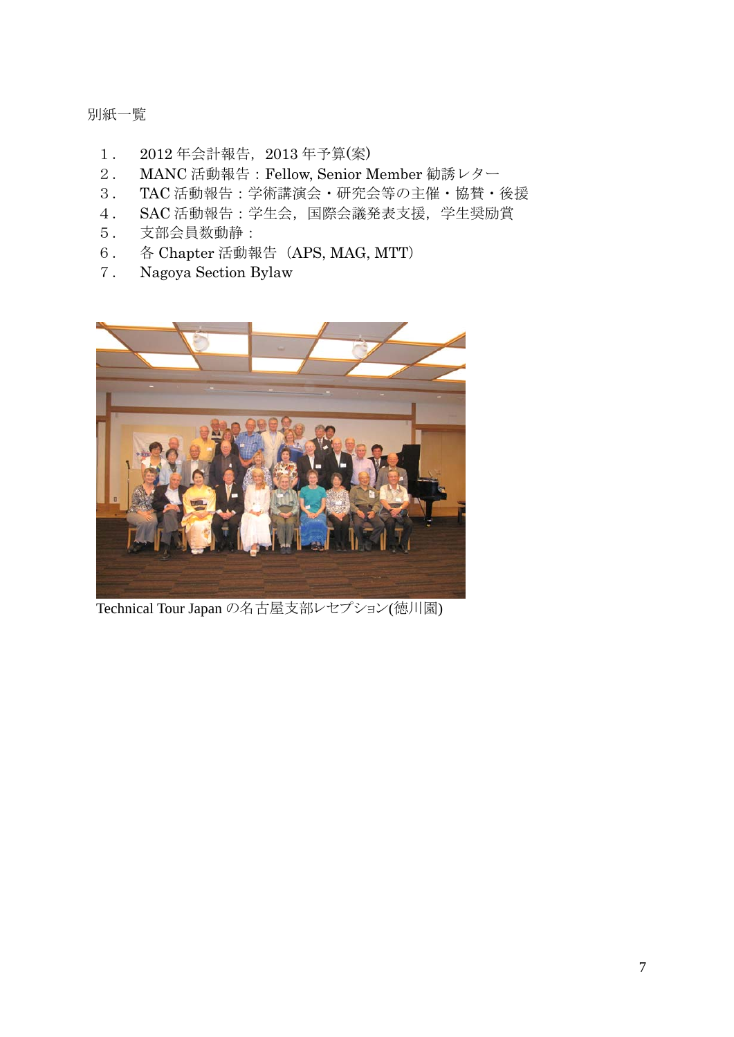別紙一覧

1. 2012 年会計報告，2013 年予算(案)
2. MANC 活動報告：Fellow, Senior Member 勧誘レター
3. TAC 活動報告：学術講演会・研究会等の主催・協賛・後援
4. SAC 活動報告：学生会，国際会議発表支援，学生奨励賞
5. 支部会員数動静：
6. 各 Chapter 活動報告（APS, MAG, MTT）
7. Nagoya Section Bylaw

Technical Tour Japan の名古屋支部レセプション(徳川園)